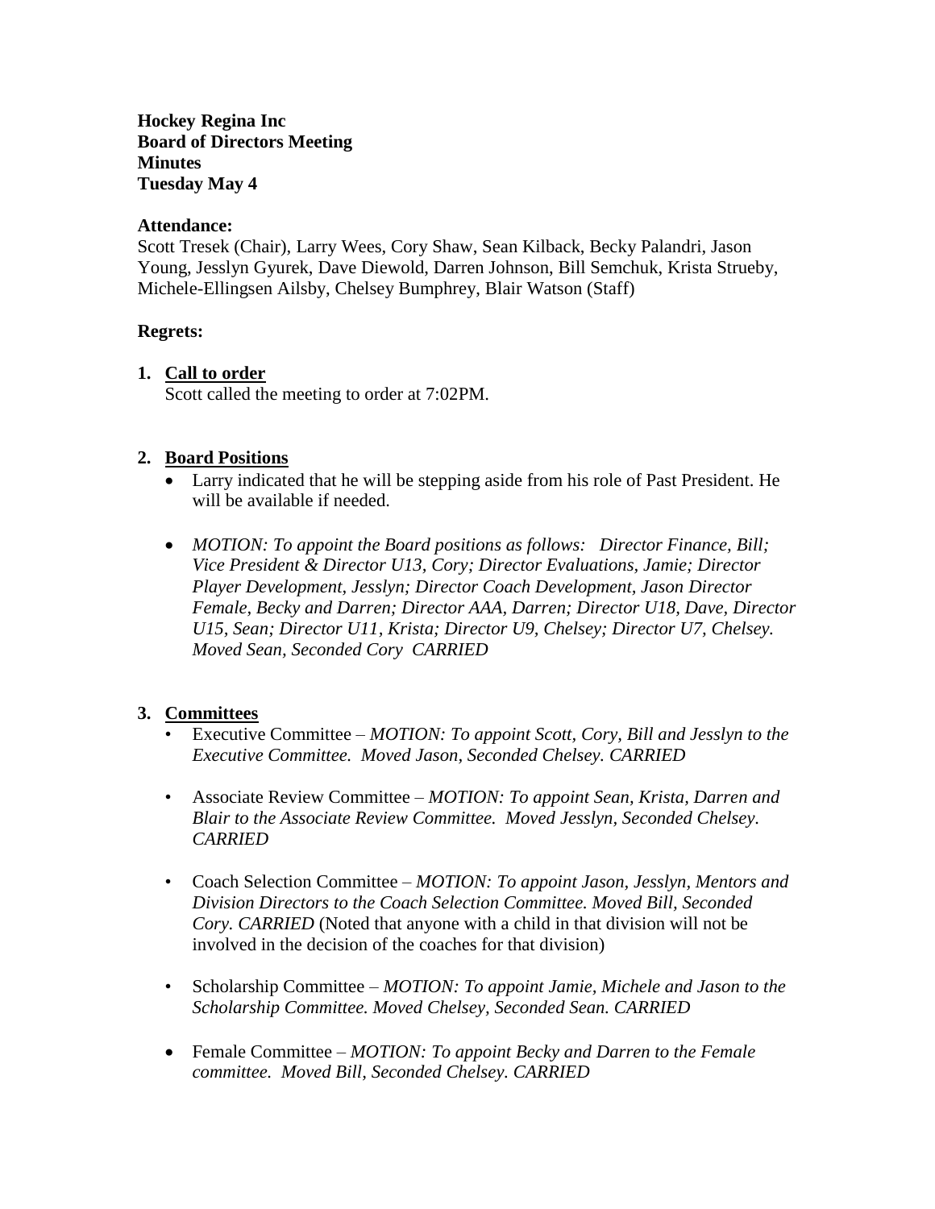**Hockey Regina Inc**
**Board of Directors Meeting**
**Minutes**
**Tuesday May 4**

**Attendance:**
Scott Tresek (Chair), Larry Wees, Cory Shaw, Sean Kilback, Becky Palandri, Jason Young, Jesslyn Gyurek, Dave Diewold, Darren Johnson, Bill Semchuk, Krista Strueby, Michele-Ellingsen Ailsby, Chelsey Bumphrey, Blair Watson (Staff)

**Regrets:**

1. **Call to order**
   Scott called the meeting to order at 7:02PM.

2. **Board Positions**
   - Larry indicated that he will be stepping aside from his role of Past President. He will be available if needed.
   - *MOTION: To appoint the Board positions as follows: Director Finance, Bill; Vice President & Director U13, Cory; Director Evaluations, Jamie; Director Player Development, Jesslyn; Director Coach Development, Jason Director Female, Becky and Darren; Director AAA, Darren; Director U18, Dave, Director U15, Sean; Director U11, Krista; Director U9, Chelsey; Director U7, Chelsey. Moved Sean, Seconded Cory CARRIED*

3. **Committees**
   - Executive Committee – *MOTION: To appoint Scott, Cory, Bill and Jesslyn to the Executive Committee. Moved Jason, Seconded Chelsey. CARRIED*
   - Associate Review Committee – *MOTION: To appoint Sean, Krista, Darren and Blair to the Associate Review Committee. Moved Jesslyn, Seconded Chelsey. CARRIED*
   - Coach Selection Committee – *MOTION: To appoint Jason, Jesslyn, Mentors and Division Directors to the Coach Selection Committee. Moved Bill, Seconded Cory. CARRIED* (Noted that anyone with a child in that division will not be involved in the decision of the coaches for that division)
   - Scholarship Committee – *MOTION: To appoint Jamie, Michele and Jason to the Scholarship Committee. Moved Chelsey, Seconded Sean. CARRIED*
   - Female Committee – *MOTION: To appoint Becky and Darren to the Female committee. Moved Bill, Seconded Chelsey. CARRIED*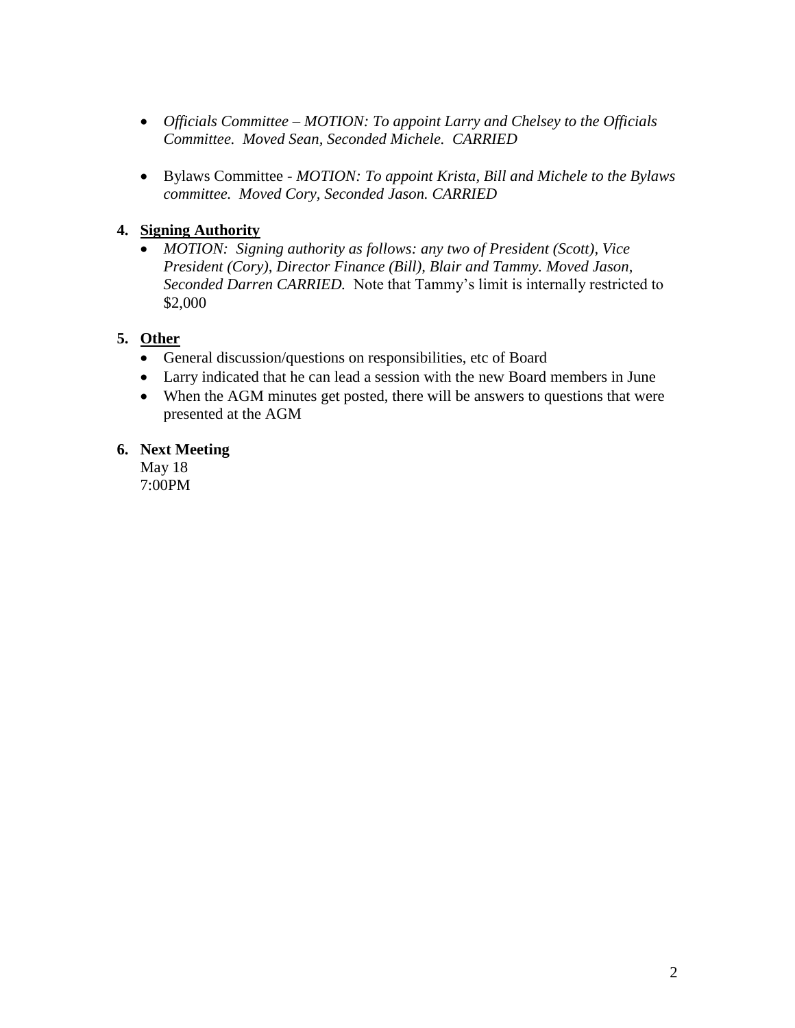- *Officials Committee – MOTION: To appoint Larry and Chelsey to the Officials Committee. Moved Sean, Seconded Michele. CARRIED*

- Bylaws Committee - *MOTION: To appoint Krista, Bill and Michele to the Bylaws committee. Moved Cory, Seconded Jason. CARRIED*

**4. Signing Authority**

- *MOTION: Signing authority as follows: any two of President (Scott), Vice President (Cory), Director Finance (Bill), Blair and Tammy. Moved Jason, Seconded Darren CARRIED.* Note that Tammy's limit is internally restricted to $2,000

**5. Other**

- General discussion/questions on responsibilities, etc of Board
- Larry indicated that he can lead a session with the new Board members in June
- When the AGM minutes get posted, there will be answers to questions that were presented at the AGM

**6. Next Meeting**

May 18
7:00PM